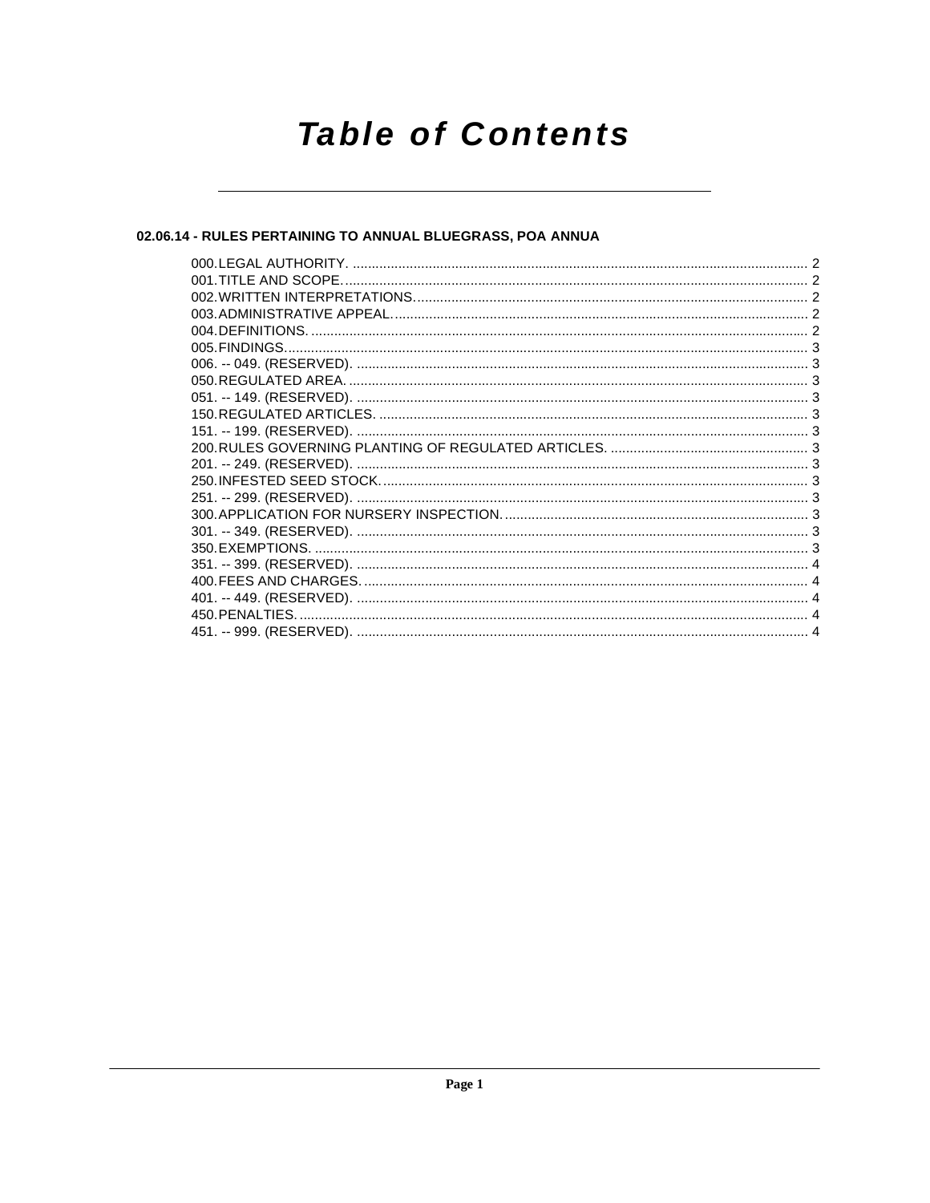# Table of Contents

## 02.06.14 - RULES PERTAINING TO ANNUAL BLUEGRASS, POA ANNUA

000. LEGAL AUTHORITY. ........................................................ 2
001. TITLE AND SCOPE. ........................................................ 2
002. WRITTEN INTERPRETATIONS. ........................................................ 2
003. ADMINISTRATIVE APPEAL. ........................................................ 2
004. DEFINITIONS. ........................................................ 2
005. FINDINGS. ........................................................ 3
006. -- 049. (RESERVED). ........................................................ 3
050. REGULATED AREA. ........................................................ 3
051. -- 149. (RESERVED). ........................................................ 3
150. REGULATED ARTICLES. ........................................................ 3
151. -- 199. (RESERVED). ........................................................ 3
200. RULES GOVERNING PLANTING OF REGULATED ARTICLES. ........................................................ 3
201. -- 249. (RESERVED). ........................................................ 3
250. INFESTED SEED STOCK. ........................................................ 3
251. -- 299. (RESERVED). ........................................................ 3
300. APPLICATION FOR NURSERY INSPECTION. ........................................................ 3
301. -- 349. (RESERVED). ........................................................ 3
350. EXEMPTIONS. ........................................................ 3
351. -- 399. (RESERVED). ........................................................ 4
400. FEES AND CHARGES. ........................................................ 4
401. -- 449. (RESERVED). ........................................................ 4
450. PENALTIES. ........................................................ 4
451. -- 999. (RESERVED). ........................................................ 4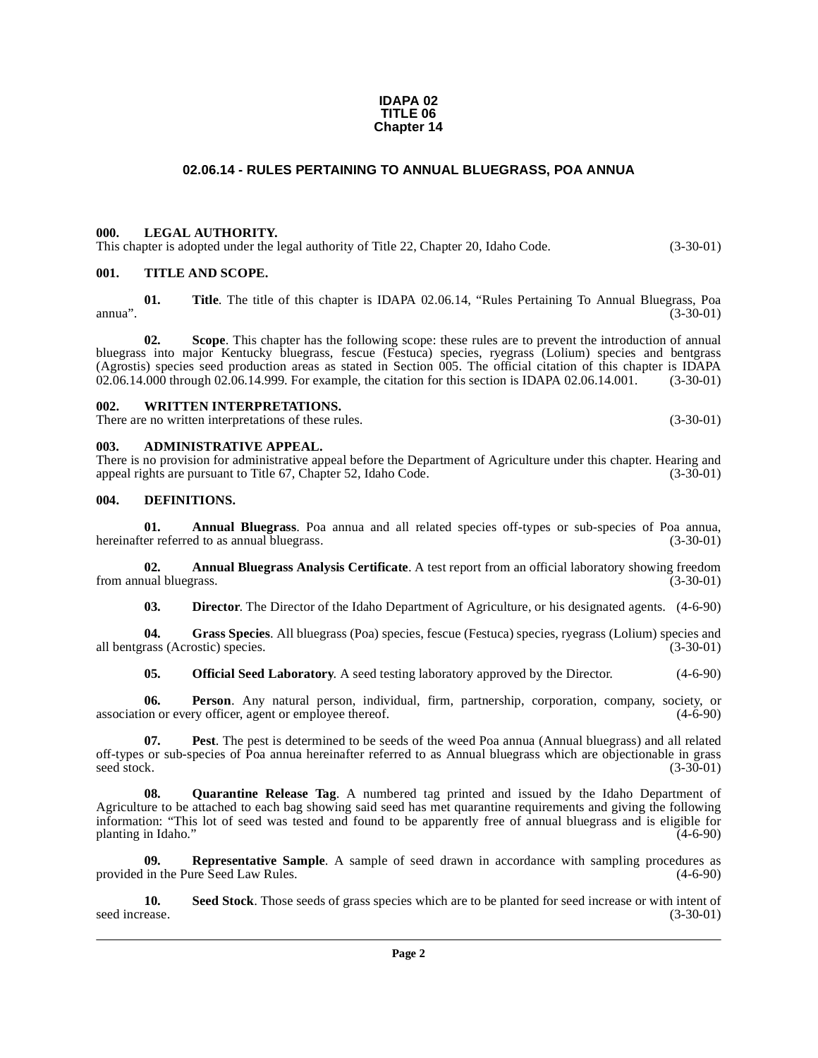**IDAPA 02**
**TITLE 06**
**Chapter 14**

## 02.06.14 - RULES PERTAINING TO ANNUAL BLUEGRASS, POA ANNUA

### 000. LEGAL AUTHORITY.

This chapter is adopted under the legal authority of Title 22, Chapter 20, Idaho Code. (3-30-01)

### 001. TITLE AND SCOPE.

**01. Title**. The title of this chapter is IDAPA 02.06.14, "Rules Pertaining To Annual Bluegrass, Poa annua". (3-30-01)

**02. Scope**. This chapter has the following scope: these rules are to prevent the introduction of annual bluegrass into major Kentucky bluegrass, fescue (Festuca) species, ryegrass (Lolium) species and bentgrass (Agrostis) species seed production areas as stated in Section 005. The official citation of this chapter is IDAPA 02.06.14.000 through 02.06.14.999. For example, the citation for this section is IDAPA 02.06.14.001. (3-30-01)

### 002. WRITTEN INTERPRETATIONS.

There are no written interpretations of these rules. (3-30-01)

### 003. ADMINISTRATIVE APPEAL.

There is no provision for administrative appeal before the Department of Agriculture under this chapter. Hearing and appeal rights are pursuant to Title 67, Chapter 52, Idaho Code. (3-30-01)

### 004. DEFINITIONS.

**01. Annual Bluegrass**. Poa annua and all related species off-types or sub-species of Poa annua, hereinafter referred to as annual bluegrass. (3-30-01)

**02. Annual Bluegrass Analysis Certificate**. A test report from an official laboratory showing freedom from annual bluegrass. (3-30-01)

**03. Director**. The Director of the Idaho Department of Agriculture, or his designated agents. (4-6-90)

**04. Grass Species**. All bluegrass (Poa) species, fescue (Festuca) species, ryegrass (Lolium) species and all bentgrass (Acrostic) species. (3-30-01)

**05. Official Seed Laboratory**. A seed testing laboratory approved by the Director. (4-6-90)

**06. Person**. Any natural person, individual, firm, partnership, corporation, company, society, or association or every officer, agent or employee thereof. (4-6-90)

**07. Pest**. The pest is determined to be seeds of the weed Poa annua (Annual bluegrass) and all related off-types or sub-species of Poa annua hereinafter referred to as Annual bluegrass which are objectionable in grass seed stock. (3-30-01)

**08. Quarantine Release Tag**. A numbered tag printed and issued by the Idaho Department of Agriculture to be attached to each bag showing said seed has met quarantine requirements and giving the following information: "This lot of seed was tested and found to be apparently free of annual bluegrass and is eligible for planting in Idaho." (4-6-90)

**09. Representative Sample**. A sample of seed drawn in accordance with sampling procedures as provided in the Pure Seed Law Rules. (4-6-90)

**10. Seed Stock**. Those seeds of grass species which are to be planted for seed increase or with intent of seed increase. (3-30-01)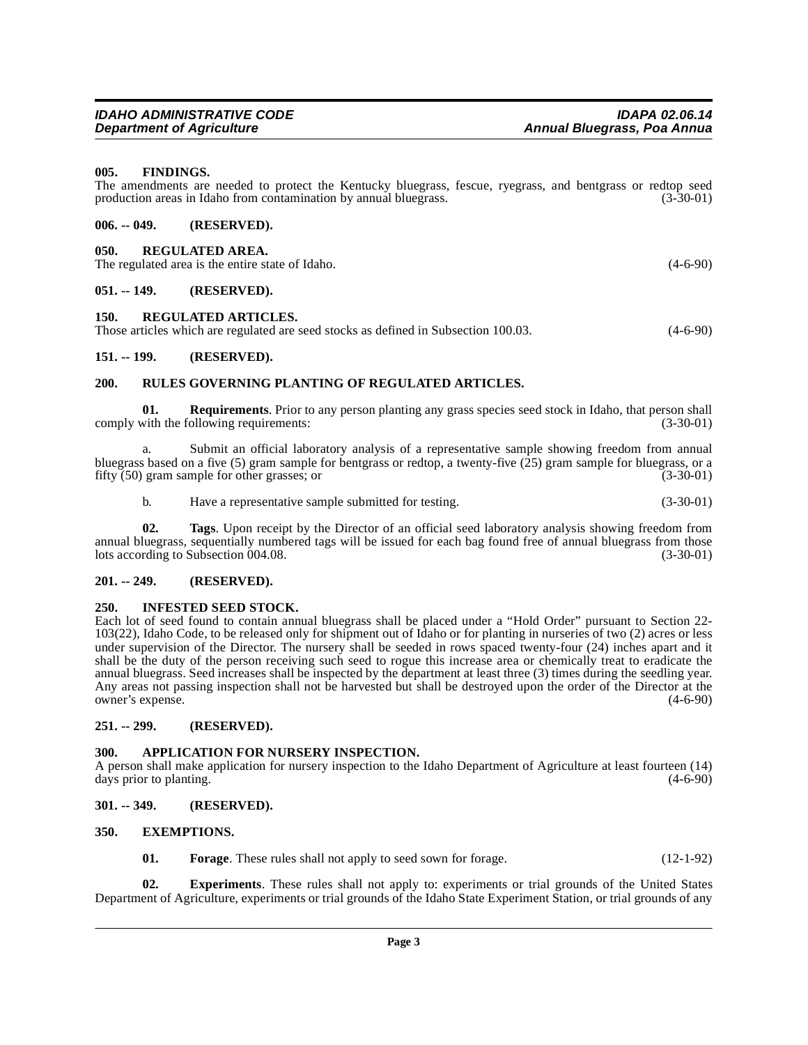**005. FINDINGS.**

The amendments are needed to protect the Kentucky bluegrass, fescue, ryegrass, and bentgrass or redtop seed production areas in Idaho from contamination by annual bluegrass. (3-30-01)

**006. -- 049. (RESERVED).**

**050. REGULATED AREA.**

The regulated area is the entire state of Idaho. (4-6-90)

**051. -- 149. (RESERVED).**

**150. REGULATED ARTICLES.**

Those articles which are regulated are seed stocks as defined in Subsection 100.03. (4-6-90)

**151. -- 199. (RESERVED).**

**200. RULES GOVERNING PLANTING OF REGULATED ARTICLES.**

**01. Requirements**. Prior to any person planting any grass species seed stock in Idaho, that person shall comply with the following requirements: (3-30-01)

a. Submit an official laboratory analysis of a representative sample showing freedom from annual bluegrass based on a five (5) gram sample for bentgrass or redtop, a twenty-five (25) gram sample for bluegrass, or a fifty (50) gram sample for other grasses; or (3-30-01)

b. Have a representative sample submitted for testing. (3-30-01)

**02. Tags**. Upon receipt by the Director of an official seed laboratory analysis showing freedom from annual bluegrass, sequentially numbered tags will be issued for each bag found free of annual bluegrass from those lots according to Subsection 004.08. (3-30-01)

**201. -- 249. (RESERVED).**

**250. INFESTED SEED STOCK.**

Each lot of seed found to contain annual bluegrass shall be placed under a "Hold Order" pursuant to Section 22-103(22), Idaho Code, to be released only for shipment out of Idaho or for planting in nurseries of two (2) acres or less under supervision of the Director. The nursery shall be seeded in rows spaced twenty-four (24) inches apart and it shall be the duty of the person receiving such seed to rogue this increase area or chemically treat to eradicate the annual bluegrass. Seed increases shall be inspected by the department at least three (3) times during the seedling year. Any areas not passing inspection shall not be harvested but shall be destroyed upon the order of the Director at the owner's expense. (4-6-90)

**251. -- 299. (RESERVED).**

**300. APPLICATION FOR NURSERY INSPECTION.**

A person shall make application for nursery inspection to the Idaho Department of Agriculture at least fourteen (14) days prior to planting. (4-6-90)

**301. -- 349. (RESERVED).**

**350. EXEMPTIONS.**

**01. Forage**. These rules shall not apply to seed sown for forage. (12-1-92)

**02. Experiments**. These rules shall not apply to: experiments or trial grounds of the United States Department of Agriculture, experiments or trial grounds of the Idaho State Experiment Station, or trial grounds of any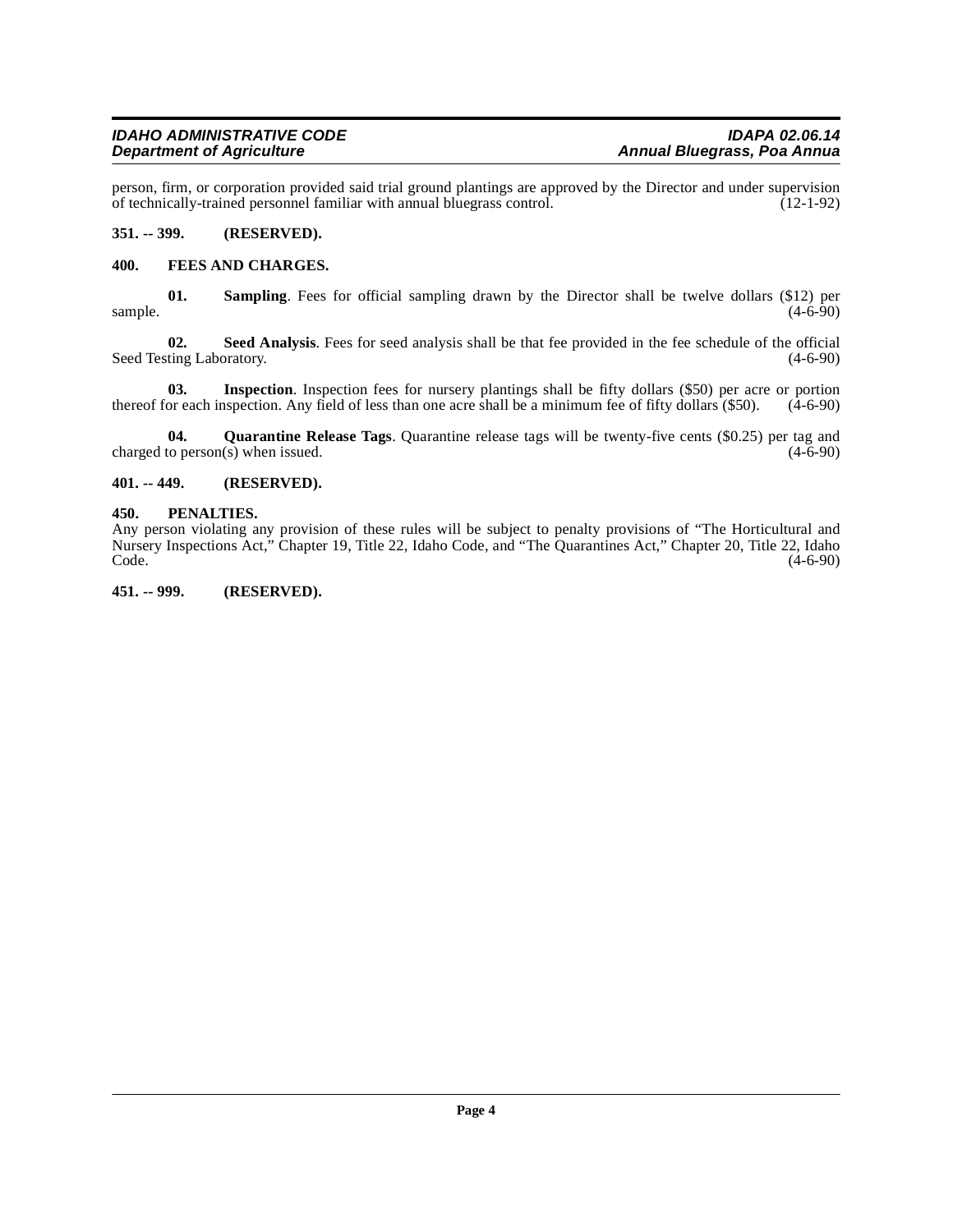person, firm, or corporation provided said trial ground plantings are approved by the Director and under supervision of technically-trained personnel familiar with annual bluegrass control. (12-1-92)

**351. -- 399. (RESERVED).**

**400. FEES AND CHARGES.**

**01. Sampling**. Fees for official sampling drawn by the Director shall be twelve dollars ($12) per sample. (4-6-90)

**02. Seed Analysis**. Fees for seed analysis shall be that fee provided in the fee schedule of the official Seed Testing Laboratory. (4-6-90)

**03. Inspection**. Inspection fees for nursery plantings shall be fifty dollars ($50) per acre or portion thereof for each inspection. Any field of less than one acre shall be a minimum fee of fifty dollars ($50). (4-6-90)

**04. Quarantine Release Tags**. Quarantine release tags will be twenty-five cents ($0.25) per tag and charged to person(s) when issued. (4-6-90)

**401. -- 449. (RESERVED).**

**450. PENALTIES.**

Any person violating any provision of these rules will be subject to penalty provisions of "The Horticultural and Nursery Inspections Act," Chapter 19, Title 22, Idaho Code, and "The Quarantines Act," Chapter 20, Title 22, Idaho Code. (4-6-90)

**451. -- 999. (RESERVED).**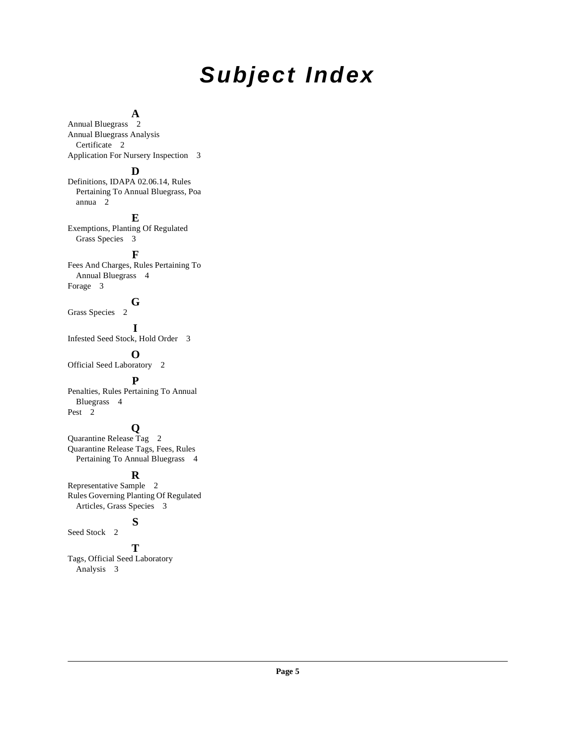# *Subject Index*

**A**

Annual Bluegrass 2
Annual Bluegrass Analysis Certificate 2
Application For Nursery Inspection 3

**D**

Definitions, IDAPA 02.06.14, Rules Pertaining To Annual Bluegrass, Poa annua 2

**E**

Exemptions, Planting Of Regulated Grass Species 3

**F**

Fees And Charges, Rules Pertaining To Annual Bluegrass 4
Forage 3

**G**

Grass Species 2

**I**

Infested Seed Stock, Hold Order 3

**O**

Official Seed Laboratory 2

**P**

Penalties, Rules Pertaining To Annual Bluegrass 4
Pest 2

**Q**

Quarantine Release Tag 2
Quarantine Release Tags, Fees, Rules Pertaining To Annual Bluegrass 4

**R**

Representative Sample 2
Rules Governing Planting Of Regulated Articles, Grass Species 3

**S**

Seed Stock 2

**T**

Tags, Official Seed Laboratory Analysis 3